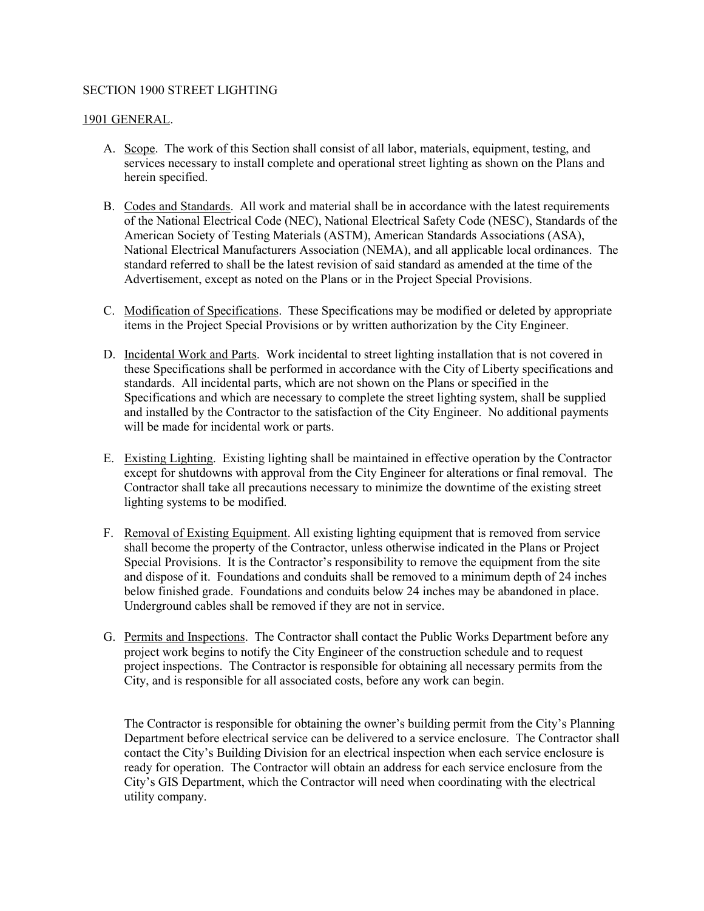# SECTION 1900 STREET LIGHTING

## 1901 GENERAL.

A. Scope. The work of this Section shall consist of all labor, materials, equipment, testing, and services necessary to install complete and operational street lighting as shown on the Plans and herein specified.

B. Codes and Standards. All work and material shall be in accordance with the latest requirements of the National Electrical Code (NEC), National Electrical Safety Code (NESC), Standards of the American Society of Testing Materials (ASTM), American Standards Associations (ASA), National Electrical Manufacturers Association (NEMA), and all applicable local ordinances. The standard referred to shall be the latest revision of said standard as amended at the time of the Advertisement, except as noted on the Plans or in the Project Special Provisions.

C. Modification of Specifications. These Specifications may be modified or deleted by appropriate items in the Project Special Provisions or by written authorization by the City Engineer.

D. Incidental Work and Parts. Work incidental to street lighting installation that is not covered in these Specifications shall be performed in accordance with the City of Liberty specifications and standards. All incidental parts, which are not shown on the Plans or specified in the Specifications and which are necessary to complete the street lighting system, shall be supplied and installed by the Contractor to the satisfaction of the City Engineer. No additional payments will be made for incidental work or parts.

E. Existing Lighting. Existing lighting shall be maintained in effective operation by the Contractor except for shutdowns with approval from the City Engineer for alterations or final removal. The Contractor shall take all precautions necessary to minimize the downtime of the existing street lighting systems to be modified.

F. Removal of Existing Equipment. All existing lighting equipment that is removed from service shall become the property of the Contractor, unless otherwise indicated in the Plans or Project Special Provisions. It is the Contractor's responsibility to remove the equipment from the site and dispose of it. Foundations and conduits shall be removed to a minimum depth of 24 inches below finished grade. Foundations and conduits below 24 inches may be abandoned in place. Underground cables shall be removed if they are not in service.

G. Permits and Inspections. The Contractor shall contact the Public Works Department before any project work begins to notify the City Engineer of the construction schedule and to request project inspections. The Contractor is responsible for obtaining all necessary permits from the City, and is responsible for all associated costs, before any work can begin.

   The Contractor is responsible for obtaining the owner's building permit from the City's Planning Department before electrical service can be delivered to a service enclosure. The Contractor shall contact the City's Building Division for an electrical inspection when each service enclosure is ready for operation. The Contractor will obtain an address for each service enclosure from the City's GIS Department, which the Contractor will need when coordinating with the electrical utility company.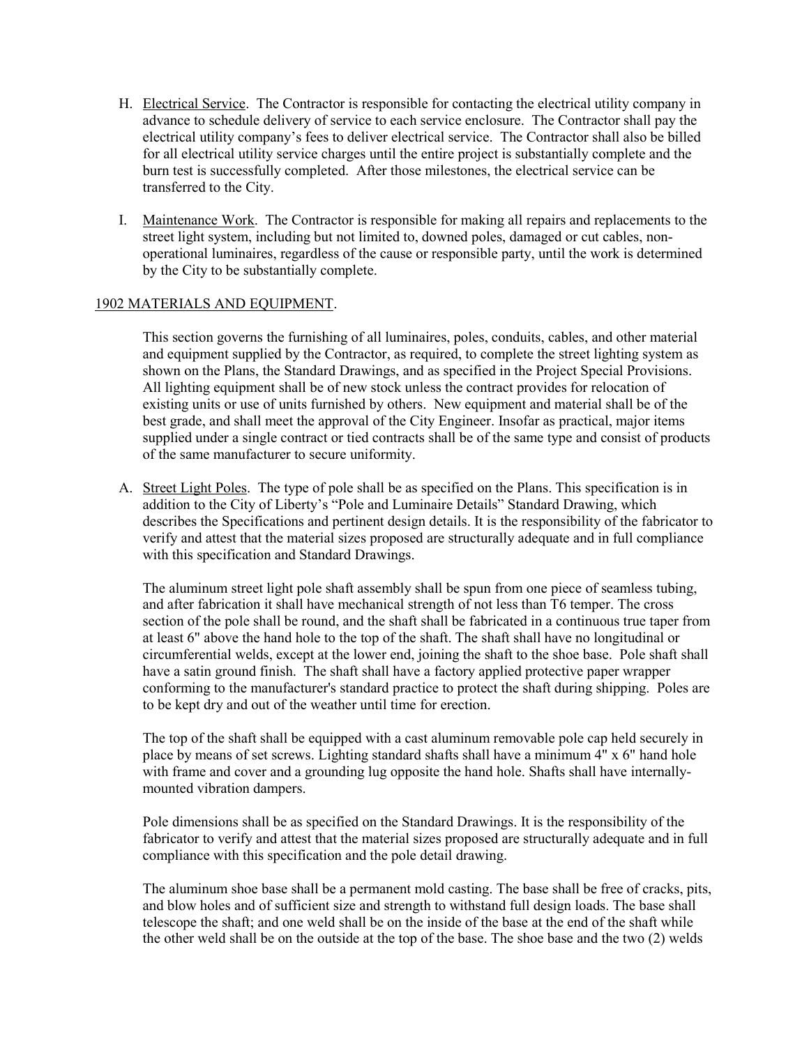H. Electrical Service. The Contractor is responsible for contacting the electrical utility company in advance to schedule delivery of service to each service enclosure. The Contractor shall pay the electrical utility company's fees to deliver electrical service. The Contractor shall also be billed for all electrical utility service charges until the entire project is substantially complete and the burn test is successfully completed. After those milestones, the electrical service can be transferred to the City.

I. Maintenance Work. The Contractor is responsible for making all repairs and replacements to the street light system, including but not limited to, downed poles, damaged or cut cables, non-operational luminaires, regardless of the cause or responsible party, until the work is determined by the City to be substantially complete.

## 1902 MATERIALS AND EQUIPMENT.

This section governs the furnishing of all luminaires, poles, conduits, cables, and other material and equipment supplied by the Contractor, as required, to complete the street lighting system as shown on the Plans, the Standard Drawings, and as specified in the Project Special Provisions. All lighting equipment shall be of new stock unless the contract provides for relocation of existing units or use of units furnished by others. New equipment and material shall be of the best grade, and shall meet the approval of the City Engineer. Insofar as practical, major items supplied under a single contract or tied contracts shall be of the same type and consist of products of the same manufacturer to secure uniformity.

A. Street Light Poles. The type of pole shall be as specified on the Plans. This specification is in addition to the City of Liberty's "Pole and Luminaire Details" Standard Drawing, which describes the Specifications and pertinent design details. It is the responsibility of the fabricator to verify and attest that the material sizes proposed are structurally adequate and in full compliance with this specification and Standard Drawings.

The aluminum street light pole shaft assembly shall be spun from one piece of seamless tubing, and after fabrication it shall have mechanical strength of not less than T6 temper. The cross section of the pole shall be round, and the shaft shall be fabricated in a continuous true taper from at least 6" above the hand hole to the top of the shaft. The shaft shall have no longitudinal or circumferential welds, except at the lower end, joining the shaft to the shoe base. Pole shaft shall have a satin ground finish. The shaft shall have a factory applied protective paper wrapper conforming to the manufacturer's standard practice to protect the shaft during shipping. Poles are to be kept dry and out of the weather until time for erection.

The top of the shaft shall be equipped with a cast aluminum removable pole cap held securely in place by means of set screws. Lighting standard shafts shall have a minimum 4" x 6" hand hole with frame and cover and a grounding lug opposite the hand hole. Shafts shall have internally-mounted vibration dampers.

Pole dimensions shall be as specified on the Standard Drawings. It is the responsibility of the fabricator to verify and attest that the material sizes proposed are structurally adequate and in full compliance with this specification and the pole detail drawing.

The aluminum shoe base shall be a permanent mold casting. The base shall be free of cracks, pits, and blow holes and of sufficient size and strength to withstand full design loads. The base shall telescope the shaft; and one weld shall be on the inside of the base at the end of the shaft while the other weld shall be on the outside at the top of the base. The shoe base and the two (2) welds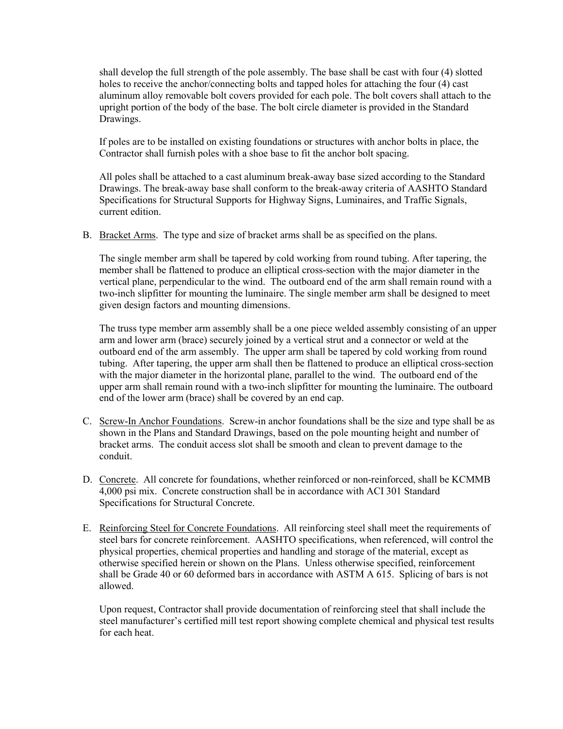shall develop the full strength of the pole assembly. The base shall be cast with four (4) slotted holes to receive the anchor/connecting bolts and tapped holes for attaching the four (4) cast aluminum alloy removable bolt covers provided for each pole. The bolt covers shall attach to the upright portion of the body of the base. The bolt circle diameter is provided in the Standard Drawings.

If poles are to be installed on existing foundations or structures with anchor bolts in place, the Contractor shall furnish poles with a shoe base to fit the anchor bolt spacing.

All poles shall be attached to a cast aluminum break-away base sized according to the Standard Drawings. The break-away base shall conform to the break-away criteria of AASHTO Standard Specifications for Structural Supports for Highway Signs, Luminaires, and Traffic Signals, current edition.

B. Bracket Arms. The type and size of bracket arms shall be as specified on the plans.

The single member arm shall be tapered by cold working from round tubing. After tapering, the member shall be flattened to produce an elliptical cross-section with the major diameter in the vertical plane, perpendicular to the wind. The outboard end of the arm shall remain round with a two-inch slipfitter for mounting the luminaire. The single member arm shall be designed to meet given design factors and mounting dimensions.

The truss type member arm assembly shall be a one piece welded assembly consisting of an upper arm and lower arm (brace) securely joined by a vertical strut and a connector or weld at the outboard end of the arm assembly. The upper arm shall be tapered by cold working from round tubing. After tapering, the upper arm shall then be flattened to produce an elliptical cross-section with the major diameter in the horizontal plane, parallel to the wind. The outboard end of the upper arm shall remain round with a two-inch slipfitter for mounting the luminaire. The outboard end of the lower arm (brace) shall be covered by an end cap.

C. Screw-In Anchor Foundations. Screw-in anchor foundations shall be the size and type shall be as shown in the Plans and Standard Drawings, based on the pole mounting height and number of bracket arms. The conduit access slot shall be smooth and clean to prevent damage to the conduit.

D. Concrete. All concrete for foundations, whether reinforced or non-reinforced, shall be KCMMB 4,000 psi mix. Concrete construction shall be in accordance with ACI 301 Standard Specifications for Structural Concrete.

E. Reinforcing Steel for Concrete Foundations. All reinforcing steel shall meet the requirements of steel bars for concrete reinforcement. AASHTO specifications, when referenced, will control the physical properties, chemical properties and handling and storage of the material, except as otherwise specified herein or shown on the Plans. Unless otherwise specified, reinforcement shall be Grade 40 or 60 deformed bars in accordance with ASTM A 615. Splicing of bars is not allowed.

Upon request, Contractor shall provide documentation of reinforcing steel that shall include the steel manufacturer's certified mill test report showing complete chemical and physical test results for each heat.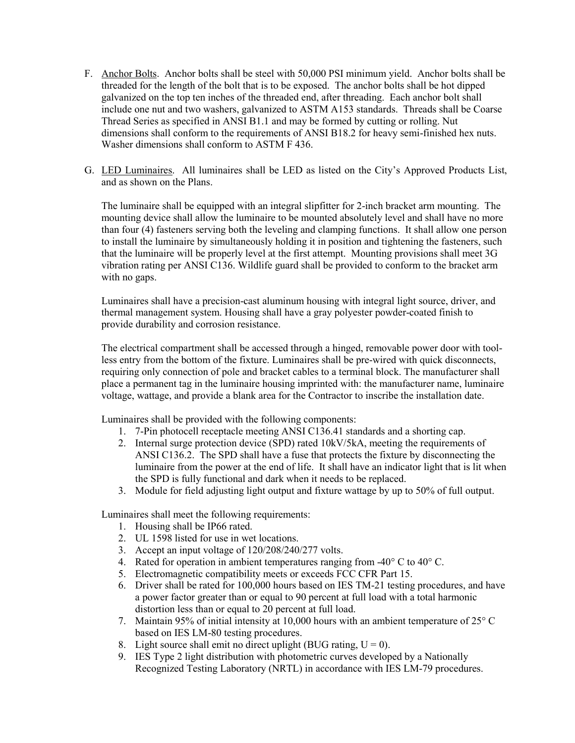F. <u>Anchor Bolts</u>. Anchor bolts shall be steel with 50,000 PSI minimum yield. Anchor bolts shall be threaded for the length of the bolt that is to be exposed. The anchor bolts shall be hot dipped galvanized on the top ten inches of the threaded end, after threading. Each anchor bolt shall include one nut and two washers, galvanized to ASTM A153 standards. Threads shall be Coarse Thread Series as specified in ANSI B1.1 and may be formed by cutting or rolling. Nut dimensions shall conform to the requirements of ANSI B18.2 for heavy semi-finished hex nuts. Washer dimensions shall conform to ASTM F 436.

G. <u>LED Luminaires</u>. All luminaires shall be LED as listed on the City's Approved Products List, and as shown on the Plans.

The luminaire shall be equipped with an integral slipfitter for 2-inch bracket arm mounting. The mounting device shall allow the luminaire to be mounted absolutely level and shall have no more than four (4) fasteners serving both the leveling and clamping functions. It shall allow one person to install the luminaire by simultaneously holding it in position and tightening the fasteners, such that the luminaire will be properly level at the first attempt. Mounting provisions shall meet 3G vibration rating per ANSI C136. Wildlife guard shall be provided to conform to the bracket arm with no gaps.

Luminaires shall have a precision-cast aluminum housing with integral light source, driver, and thermal management system. Housing shall have a gray polyester powder-coated finish to provide durability and corrosion resistance.

The electrical compartment shall be accessed through a hinged, removable power door with tool-less entry from the bottom of the fixture. Luminaires shall be pre-wired with quick disconnects, requiring only connection of pole and bracket cables to a terminal block. The manufacturer shall place a permanent tag in the luminaire housing imprinted with: the manufacturer name, luminaire voltage, wattage, and provide a blank area for the Contractor to inscribe the installation date.

Luminaires shall be provided with the following components:

1. 7-Pin photocell receptacle meeting ANSI C136.41 standards and a shorting cap.
2. Internal surge protection device (SPD) rated 10kV/5kA, meeting the requirements of ANSI C136.2. The SPD shall have a fuse that protects the fixture by disconnecting the luminaire from the power at the end of life. It shall have an indicator light that is lit when the SPD is fully functional and dark when it needs to be replaced.
3. Module for field adjusting light output and fixture wattage by up to 50% of full output.

Luminaires shall meet the following requirements:

1. Housing shall be IP66 rated.
2. UL 1598 listed for use in wet locations.
3. Accept an input voltage of 120/208/240/277 volts.
4. Rated for operation in ambient temperatures ranging from -40° C to 40° C.
5. Electromagnetic compatibility meets or exceeds FCC CFR Part 15.
6. Driver shall be rated for 100,000 hours based on IES TM-21 testing procedures, and have a power factor greater than or equal to 90 percent at full load with a total harmonic distortion less than or equal to 20 percent at full load.
7. Maintain 95% of initial intensity at 10,000 hours with an ambient temperature of 25° C based on IES LM-80 testing procedures.
8. Light source shall emit no direct uplight (BUG rating, U = 0).
9. IES Type 2 light distribution with photometric curves developed by a Nationally Recognized Testing Laboratory (NRTL) in accordance with IES LM-79 procedures.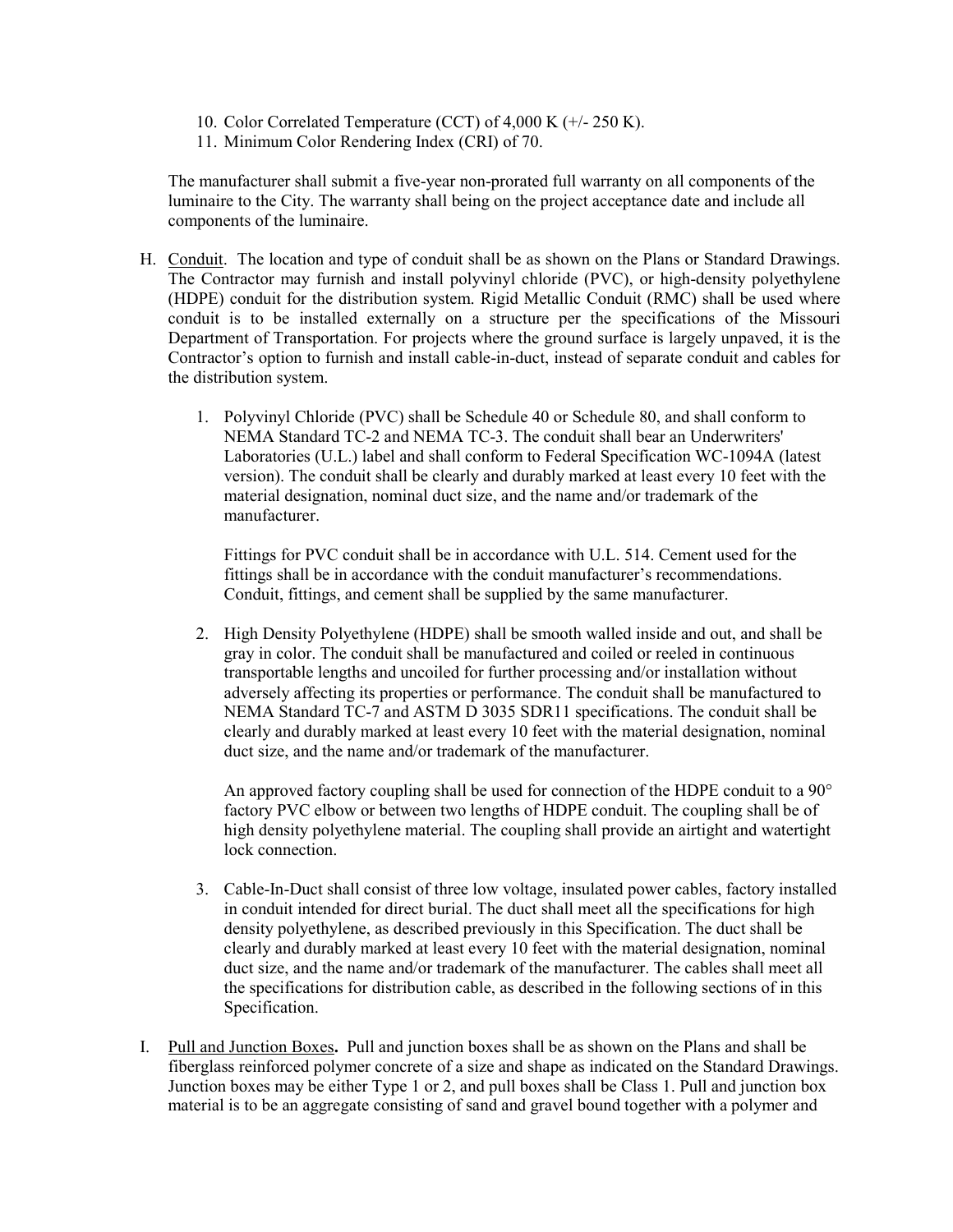10. Color Correlated Temperature (CCT) of 4,000 K (+/- 250 K).
11. Minimum Color Rendering Index (CRI) of 70.

The manufacturer shall submit a five-year non-prorated full warranty on all components of the luminaire to the City. The warranty shall being on the project acceptance date and include all components of the luminaire.

H. <u>Conduit</u>. The location and type of conduit shall be as shown on the Plans or Standard Drawings. The Contractor may furnish and install polyvinyl chloride (PVC), or high-density polyethylene (HDPE) conduit for the distribution system. Rigid Metallic Conduit (RMC) shall be used where conduit is to be installed externally on a structure per the specifications of the Missouri Department of Transportation. For projects where the ground surface is largely unpaved, it is the Contractor's option to furnish and install cable-in-duct, instead of separate conduit and cables for the distribution system.

   1. Polyvinyl Chloride (PVC) shall be Schedule 40 or Schedule 80, and shall conform to NEMA Standard TC-2 and NEMA TC-3. The conduit shall bear an Underwriters' Laboratories (U.L.) label and shall conform to Federal Specification WC-1094A (latest version). The conduit shall be clearly and durably marked at least every 10 feet with the material designation, nominal duct size, and the name and/or trademark of the manufacturer.

      Fittings for PVC conduit shall be in accordance with U.L. 514. Cement used for the fittings shall be in accordance with the conduit manufacturer's recommendations. Conduit, fittings, and cement shall be supplied by the same manufacturer.

   2. High Density Polyethylene (HDPE) shall be smooth walled inside and out, and shall be gray in color. The conduit shall be manufactured and coiled or reeled in continuous transportable lengths and uncoiled for further processing and/or installation without adversely affecting its properties or performance. The conduit shall be manufactured to NEMA Standard TC-7 and ASTM D 3035 SDR11 specifications. The conduit shall be clearly and durably marked at least every 10 feet with the material designation, nominal duct size, and the name and/or trademark of the manufacturer.

      An approved factory coupling shall be used for connection of the HDPE conduit to a 90° factory PVC elbow or between two lengths of HDPE conduit. The coupling shall be of high density polyethylene material. The coupling shall provide an airtight and watertight lock connection.

   3. Cable-In-Duct shall consist of three low voltage, insulated power cables, factory installed in conduit intended for direct burial. The duct shall meet all the specifications for high density polyethylene, as described previously in this Specification. The duct shall be clearly and durably marked at least every 10 feet with the material designation, nominal duct size, and the name and/or trademark of the manufacturer. The cables shall meet all the specifications for distribution cable, as described in the following sections of in this Specification.

I. <u>Pull and Junction Boxes</u>**.** Pull and junction boxes shall be as shown on the Plans and shall be fiberglass reinforced polymer concrete of a size and shape as indicated on the Standard Drawings. Junction boxes may be either Type 1 or 2, and pull boxes shall be Class 1. Pull and junction box material is to be an aggregate consisting of sand and gravel bound together with a polymer and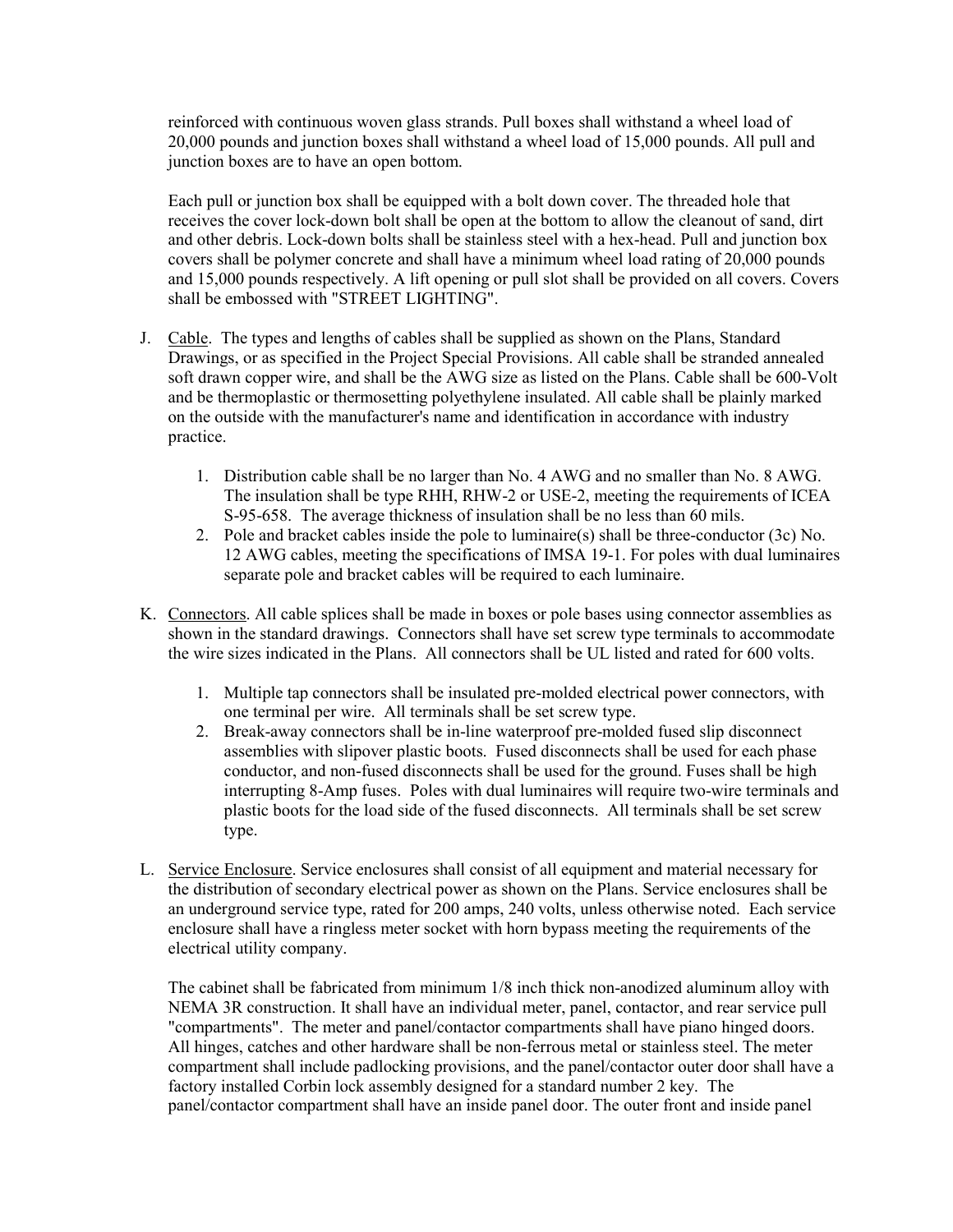reinforced with continuous woven glass strands. Pull boxes shall withstand a wheel load of 20,000 pounds and junction boxes shall withstand a wheel load of 15,000 pounds. All pull and junction boxes are to have an open bottom.

Each pull or junction box shall be equipped with a bolt down cover. The threaded hole that receives the cover lock-down bolt shall be open at the bottom to allow the cleanout of sand, dirt and other debris. Lock-down bolts shall be stainless steel with a hex-head. Pull and junction box covers shall be polymer concrete and shall have a minimum wheel load rating of 20,000 pounds and 15,000 pounds respectively. A lift opening or pull slot shall be provided on all covers. Covers shall be embossed with "STREET LIGHTING".

J. Cable. The types and lengths of cables shall be supplied as shown on the Plans, Standard Drawings, or as specified in the Project Special Provisions. All cable shall be stranded annealed soft drawn copper wire, and shall be the AWG size as listed on the Plans. Cable shall be 600-Volt and be thermoplastic or thermosetting polyethylene insulated. All cable shall be plainly marked on the outside with the manufacturer's name and identification in accordance with industry practice.

   1. Distribution cable shall be no larger than No. 4 AWG and no smaller than No. 8 AWG. The insulation shall be type RHH, RHW-2 or USE-2, meeting the requirements of ICEA S-95-658. The average thickness of insulation shall be no less than 60 mils.
   2. Pole and bracket cables inside the pole to luminaire(s) shall be three-conductor (3c) No. 12 AWG cables, meeting the specifications of IMSA 19-1. For poles with dual luminaires separate pole and bracket cables will be required to each luminaire.

K. Connectors. All cable splices shall be made in boxes or pole bases using connector assemblies as shown in the standard drawings. Connectors shall have set screw type terminals to accommodate the wire sizes indicated in the Plans. All connectors shall be UL listed and rated for 600 volts.

   1. Multiple tap connectors shall be insulated pre-molded electrical power connectors, with one terminal per wire. All terminals shall be set screw type.
   2. Break-away connectors shall be in-line waterproof pre-molded fused slip disconnect assemblies with slipover plastic boots. Fused disconnects shall be used for each phase conductor, and non-fused disconnects shall be used for the ground. Fuses shall be high interrupting 8-Amp fuses. Poles with dual luminaires will require two-wire terminals and plastic boots for the load side of the fused disconnects. All terminals shall be set screw type.

L. Service Enclosure. Service enclosures shall consist of all equipment and material necessary for the distribution of secondary electrical power as shown on the Plans. Service enclosures shall be an underground service type, rated for 200 amps, 240 volts, unless otherwise noted. Each service enclosure shall have a ringless meter socket with horn bypass meeting the requirements of the electrical utility company.

The cabinet shall be fabricated from minimum 1/8 inch thick non-anodized aluminum alloy with NEMA 3R construction. It shall have an individual meter, panel, contactor, and rear service pull "compartments". The meter and panel/contactor compartments shall have piano hinged doors. All hinges, catches and other hardware shall be non-ferrous metal or stainless steel. The meter compartment shall include padlocking provisions, and the panel/contactor outer door shall have a factory installed Corbin lock assembly designed for a standard number 2 key. The panel/contactor compartment shall have an inside panel door. The outer front and inside panel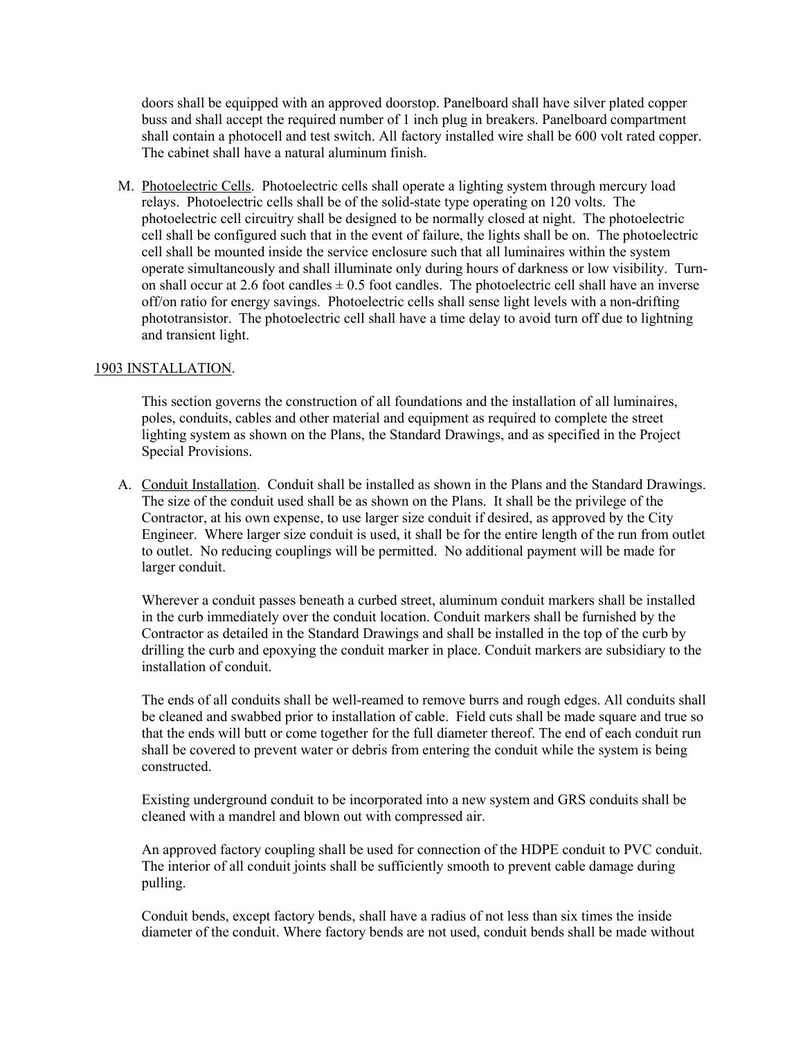doors shall be equipped with an approved doorstop. Panelboard shall have silver plated copper buss and shall accept the required number of 1 inch plug in breakers. Panelboard compartment shall contain a photocell and test switch. All factory installed wire shall be 600 volt rated copper. The cabinet shall have a natural aluminum finish.

M. Photoelectric Cells. Photoelectric cells shall operate a lighting system through mercury load relays. Photoelectric cells shall be of the solid-state type operating on 120 volts. The photoelectric cell circuitry shall be designed to be normally closed at night. The photoelectric cell shall be configured such that in the event of failure, the lights shall be on. The photoelectric cell shall be mounted inside the service enclosure such that all luminaires within the system operate simultaneously and shall illuminate only during hours of darkness or low visibility. Turn-on shall occur at 2.6 foot candles ± 0.5 foot candles. The photoelectric cell shall have an inverse off/on ratio for energy savings. Photoelectric cells shall sense light levels with a non-drifting phototransistor. The photoelectric cell shall have a time delay to avoid turn off due to lightning and transient light.

## 1903 INSTALLATION.

This section governs the construction of all foundations and the installation of all luminaires, poles, conduits, cables and other material and equipment as required to complete the street lighting system as shown on the Plans, the Standard Drawings, and as specified in the Project Special Provisions.

A. Conduit Installation. Conduit shall be installed as shown in the Plans and the Standard Drawings. The size of the conduit used shall be as shown on the Plans. It shall be the privilege of the Contractor, at his own expense, to use larger size conduit if desired, as approved by the City Engineer. Where larger size conduit is used, it shall be for the entire length of the run from outlet to outlet. No reducing couplings will be permitted. No additional payment will be made for larger conduit.

Wherever a conduit passes beneath a curbed street, aluminum conduit markers shall be installed in the curb immediately over the conduit location. Conduit markers shall be furnished by the Contractor as detailed in the Standard Drawings and shall be installed in the top of the curb by drilling the curb and epoxying the conduit marker in place. Conduit markers are subsidiary to the installation of conduit.

The ends of all conduits shall be well-reamed to remove burrs and rough edges. All conduits shall be cleaned and swabbed prior to installation of cable. Field cuts shall be made square and true so that the ends will butt or come together for the full diameter thereof. The end of each conduit run shall be covered to prevent water or debris from entering the conduit while the system is being constructed.

Existing underground conduit to be incorporated into a new system and GRS conduits shall be cleaned with a mandrel and blown out with compressed air.

An approved factory coupling shall be used for connection of the HDPE conduit to PVC conduit. The interior of all conduit joints shall be sufficiently smooth to prevent cable damage during pulling.

Conduit bends, except factory bends, shall have a radius of not less than six times the inside diameter of the conduit. Where factory bends are not used, conduit bends shall be made without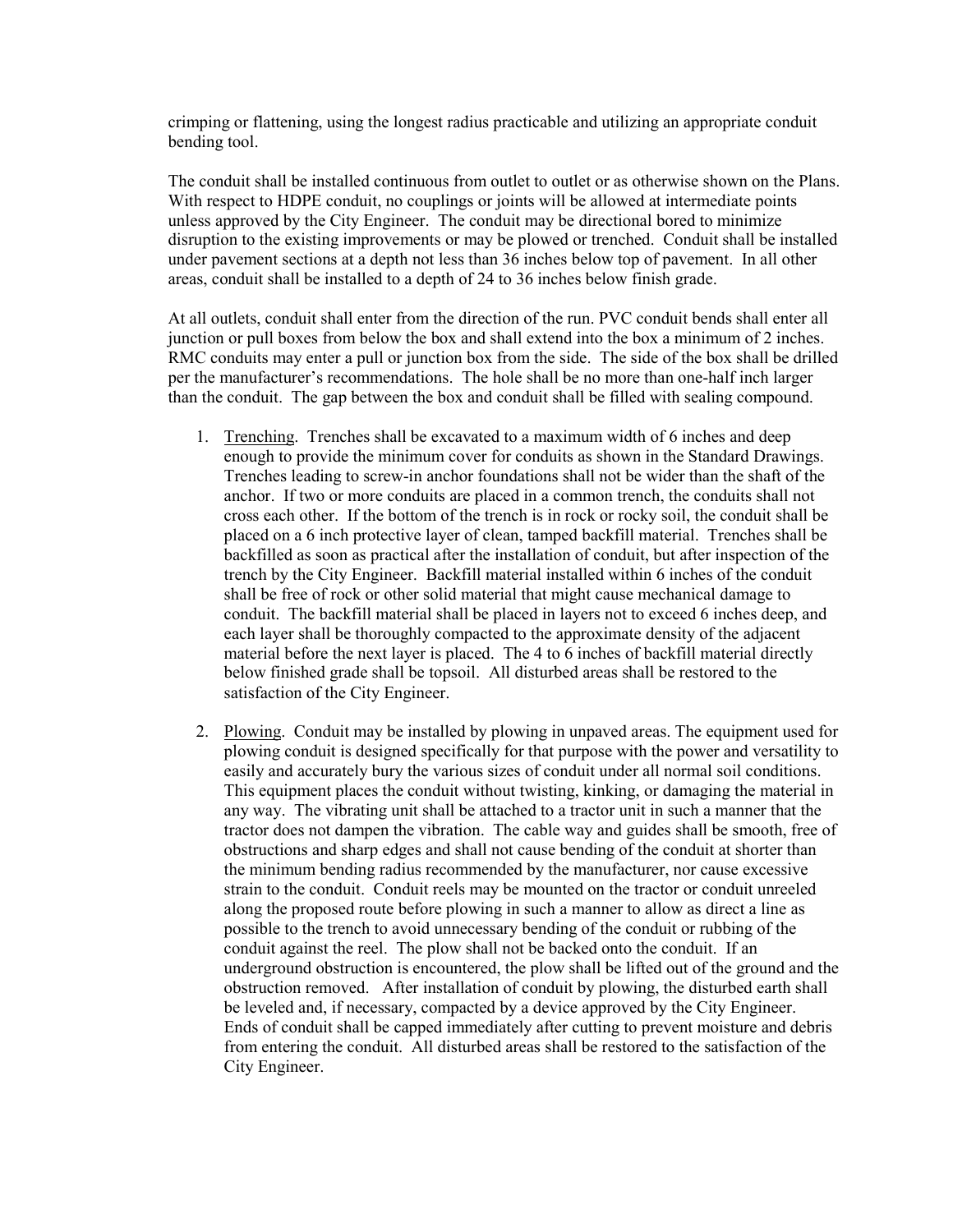crimping or flattening, using the longest radius practicable and utilizing an appropriate conduit bending tool.

The conduit shall be installed continuous from outlet to outlet or as otherwise shown on the Plans. With respect to HDPE conduit, no couplings or joints will be allowed at intermediate points unless approved by the City Engineer. The conduit may be directional bored to minimize disruption to the existing improvements or may be plowed or trenched. Conduit shall be installed under pavement sections at a depth not less than 36 inches below top of pavement. In all other areas, conduit shall be installed to a depth of 24 to 36 inches below finish grade.

At all outlets, conduit shall enter from the direction of the run. PVC conduit bends shall enter all junction or pull boxes from below the box and shall extend into the box a minimum of 2 inches. RMC conduits may enter a pull or junction box from the side. The side of the box shall be drilled per the manufacturer's recommendations. The hole shall be no more than one-half inch larger than the conduit. The gap between the box and conduit shall be filled with sealing compound.

1. Trenching. Trenches shall be excavated to a maximum width of 6 inches and deep enough to provide the minimum cover for conduits as shown in the Standard Drawings. Trenches leading to screw-in anchor foundations shall not be wider than the shaft of the anchor. If two or more conduits are placed in a common trench, the conduits shall not cross each other. If the bottom of the trench is in rock or rocky soil, the conduit shall be placed on a 6 inch protective layer of clean, tamped backfill material. Trenches shall be backfilled as soon as practical after the installation of conduit, but after inspection of the trench by the City Engineer. Backfill material installed within 6 inches of the conduit shall be free of rock or other solid material that might cause mechanical damage to conduit. The backfill material shall be placed in layers not to exceed 6 inches deep, and each layer shall be thoroughly compacted to the approximate density of the adjacent material before the next layer is placed. The 4 to 6 inches of backfill material directly below finished grade shall be topsoil. All disturbed areas shall be restored to the satisfaction of the City Engineer.

2. Plowing. Conduit may be installed by plowing in unpaved areas. The equipment used for plowing conduit is designed specifically for that purpose with the power and versatility to easily and accurately bury the various sizes of conduit under all normal soil conditions. This equipment places the conduit without twisting, kinking, or damaging the material in any way. The vibrating unit shall be attached to a tractor unit in such a manner that the tractor does not dampen the vibration. The cable way and guides shall be smooth, free of obstructions and sharp edges and shall not cause bending of the conduit at shorter than the minimum bending radius recommended by the manufacturer, nor cause excessive strain to the conduit. Conduit reels may be mounted on the tractor or conduit unreeled along the proposed route before plowing in such a manner to allow as direct a line as possible to the trench to avoid unnecessary bending of the conduit or rubbing of the conduit against the reel. The plow shall not be backed onto the conduit. If an underground obstruction is encountered, the plow shall be lifted out of the ground and the obstruction removed. After installation of conduit by plowing, the disturbed earth shall be leveled and, if necessary, compacted by a device approved by the City Engineer. Ends of conduit shall be capped immediately after cutting to prevent moisture and debris from entering the conduit. All disturbed areas shall be restored to the satisfaction of the City Engineer.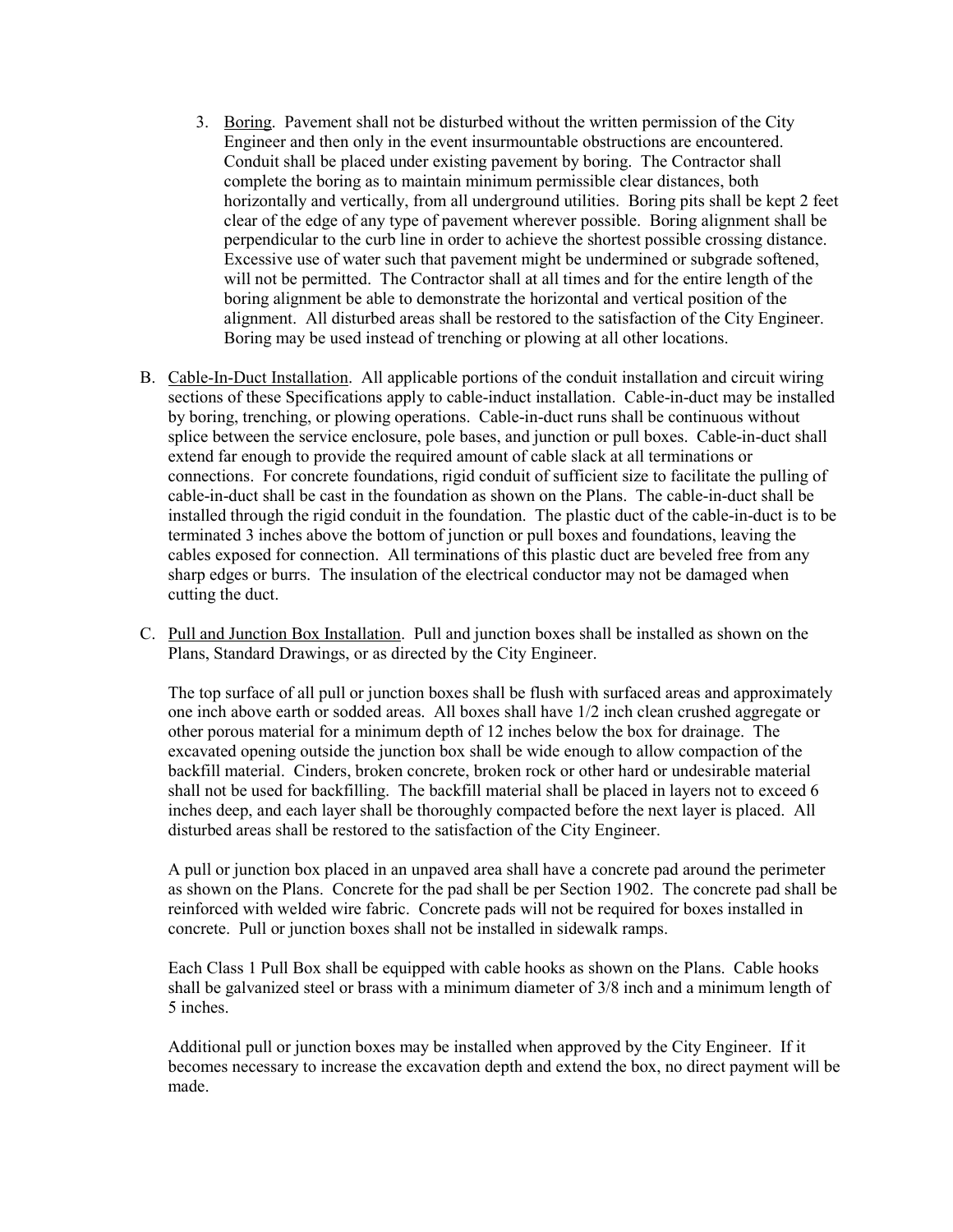3. Boring. Pavement shall not be disturbed without the written permission of the City Engineer and then only in the event insurmountable obstructions are encountered. Conduit shall be placed under existing pavement by boring. The Contractor shall complete the boring as to maintain minimum permissible clear distances, both horizontally and vertically, from all underground utilities. Boring pits shall be kept 2 feet clear of the edge of any type of pavement wherever possible. Boring alignment shall be perpendicular to the curb line in order to achieve the shortest possible crossing distance. Excessive use of water such that pavement might be undermined or subgrade softened, will not be permitted. The Contractor shall at all times and for the entire length of the boring alignment be able to demonstrate the horizontal and vertical position of the alignment. All disturbed areas shall be restored to the satisfaction of the City Engineer. Boring may be used instead of trenching or plowing at all other locations.

B. Cable-In-Duct Installation. All applicable portions of the conduit installation and circuit wiring sections of these Specifications apply to cable-induct installation. Cable-in-duct may be installed by boring, trenching, or plowing operations. Cable-in-duct runs shall be continuous without splice between the service enclosure, pole bases, and junction or pull boxes. Cable-in-duct shall extend far enough to provide the required amount of cable slack at all terminations or connections. For concrete foundations, rigid conduit of sufficient size to facilitate the pulling of cable-in-duct shall be cast in the foundation as shown on the Plans. The cable-in-duct shall be installed through the rigid conduit in the foundation. The plastic duct of the cable-in-duct is to be terminated 3 inches above the bottom of junction or pull boxes and foundations, leaving the cables exposed for connection. All terminations of this plastic duct are beveled free from any sharp edges or burrs. The insulation of the electrical conductor may not be damaged when cutting the duct.

C. Pull and Junction Box Installation. Pull and junction boxes shall be installed as shown on the Plans, Standard Drawings, or as directed by the City Engineer.

   The top surface of all pull or junction boxes shall be flush with surfaced areas and approximately one inch above earth or sodded areas. All boxes shall have 1/2 inch clean crushed aggregate or other porous material for a minimum depth of 12 inches below the box for drainage. The excavated opening outside the junction box shall be wide enough to allow compaction of the backfill material. Cinders, broken concrete, broken rock or other hard or undesirable material shall not be used for backfilling. The backfill material shall be placed in layers not to exceed 6 inches deep, and each layer shall be thoroughly compacted before the next layer is placed. All disturbed areas shall be restored to the satisfaction of the City Engineer.

   A pull or junction box placed in an unpaved area shall have a concrete pad around the perimeter as shown on the Plans. Concrete for the pad shall be per Section 1902. The concrete pad shall be reinforced with welded wire fabric. Concrete pads will not be required for boxes installed in concrete. Pull or junction boxes shall not be installed in sidewalk ramps.

   Each Class 1 Pull Box shall be equipped with cable hooks as shown on the Plans. Cable hooks shall be galvanized steel or brass with a minimum diameter of 3/8 inch and a minimum length of 5 inches.

   Additional pull or junction boxes may be installed when approved by the City Engineer. If it becomes necessary to increase the excavation depth and extend the box, no direct payment will be made.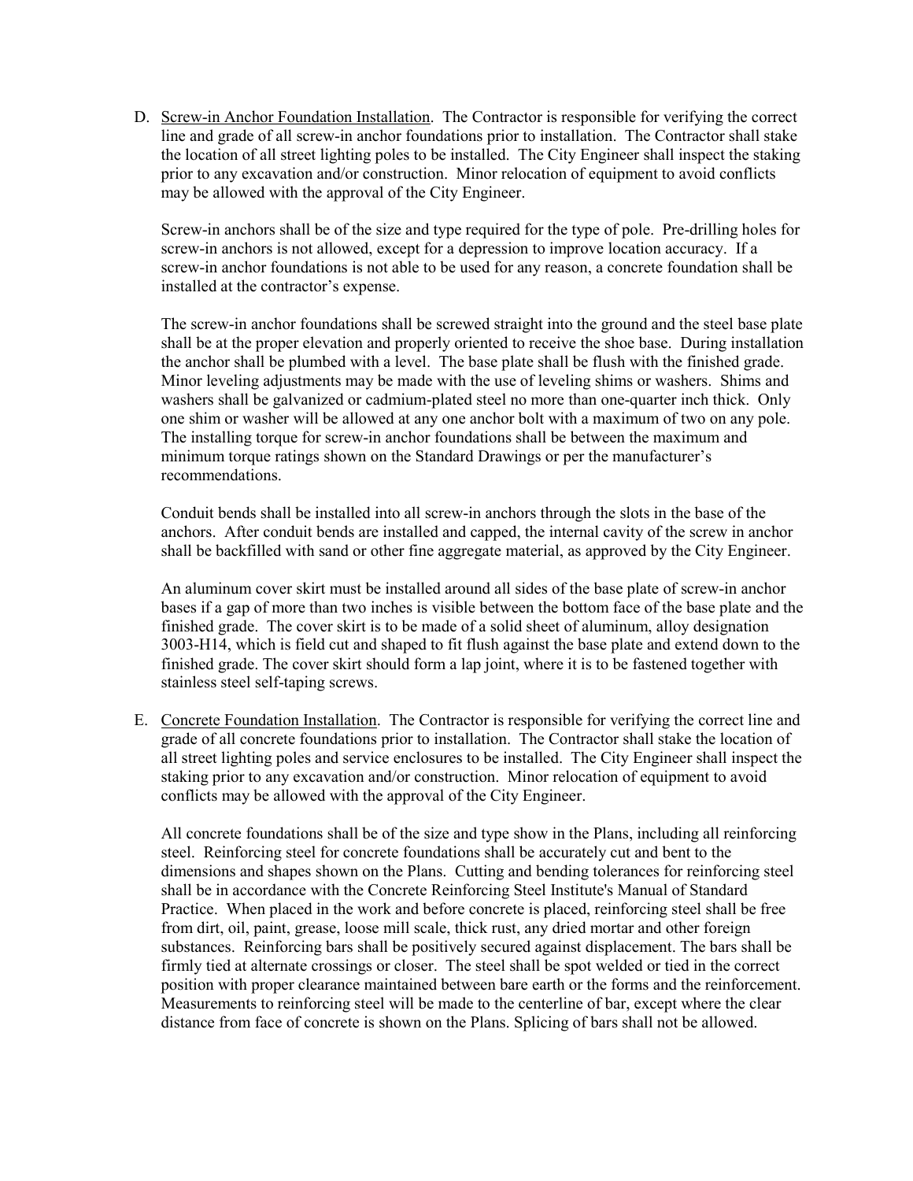D. Screw-in Anchor Foundation Installation. The Contractor is responsible for verifying the correct line and grade of all screw-in anchor foundations prior to installation. The Contractor shall stake the location of all street lighting poles to be installed. The City Engineer shall inspect the staking prior to any excavation and/or construction. Minor relocation of equipment to avoid conflicts may be allowed with the approval of the City Engineer.

   Screw-in anchors shall be of the size and type required for the type of pole. Pre-drilling holes for screw-in anchors is not allowed, except for a depression to improve location accuracy. If a screw-in anchor foundations is not able to be used for any reason, a concrete foundation shall be installed at the contractor's expense.

   The screw-in anchor foundations shall be screwed straight into the ground and the steel base plate shall be at the proper elevation and properly oriented to receive the shoe base. During installation the anchor shall be plumbed with a level. The base plate shall be flush with the finished grade. Minor leveling adjustments may be made with the use of leveling shims or washers. Shims and washers shall be galvanized or cadmium-plated steel no more than one-quarter inch thick. Only one shim or washer will be allowed at any one anchor bolt with a maximum of two on any pole. The installing torque for screw-in anchor foundations shall be between the maximum and minimum torque ratings shown on the Standard Drawings or per the manufacturer's recommendations.

   Conduit bends shall be installed into all screw-in anchors through the slots in the base of the anchors. After conduit bends are installed and capped, the internal cavity of the screw in anchor shall be backfilled with sand or other fine aggregate material, as approved by the City Engineer.

   An aluminum cover skirt must be installed around all sides of the base plate of screw-in anchor bases if a gap of more than two inches is visible between the bottom face of the base plate and the finished grade. The cover skirt is to be made of a solid sheet of aluminum, alloy designation 3003-H14, which is field cut and shaped to fit flush against the base plate and extend down to the finished grade. The cover skirt should form a lap joint, where it is to be fastened together with stainless steel self-taping screws.

E. Concrete Foundation Installation. The Contractor is responsible for verifying the correct line and grade of all concrete foundations prior to installation. The Contractor shall stake the location of all street lighting poles and service enclosures to be installed. The City Engineer shall inspect the staking prior to any excavation and/or construction. Minor relocation of equipment to avoid conflicts may be allowed with the approval of the City Engineer.

   All concrete foundations shall be of the size and type show in the Plans, including all reinforcing steel. Reinforcing steel for concrete foundations shall be accurately cut and bent to the dimensions and shapes shown on the Plans. Cutting and bending tolerances for reinforcing steel shall be in accordance with the Concrete Reinforcing Steel Institute's Manual of Standard Practice. When placed in the work and before concrete is placed, reinforcing steel shall be free from dirt, oil, paint, grease, loose mill scale, thick rust, any dried mortar and other foreign substances. Reinforcing bars shall be positively secured against displacement. The bars shall be firmly tied at alternate crossings or closer. The steel shall be spot welded or tied in the correct position with proper clearance maintained between bare earth or the forms and the reinforcement. Measurements to reinforcing steel will be made to the centerline of bar, except where the clear distance from face of concrete is shown on the Plans. Splicing of bars shall not be allowed.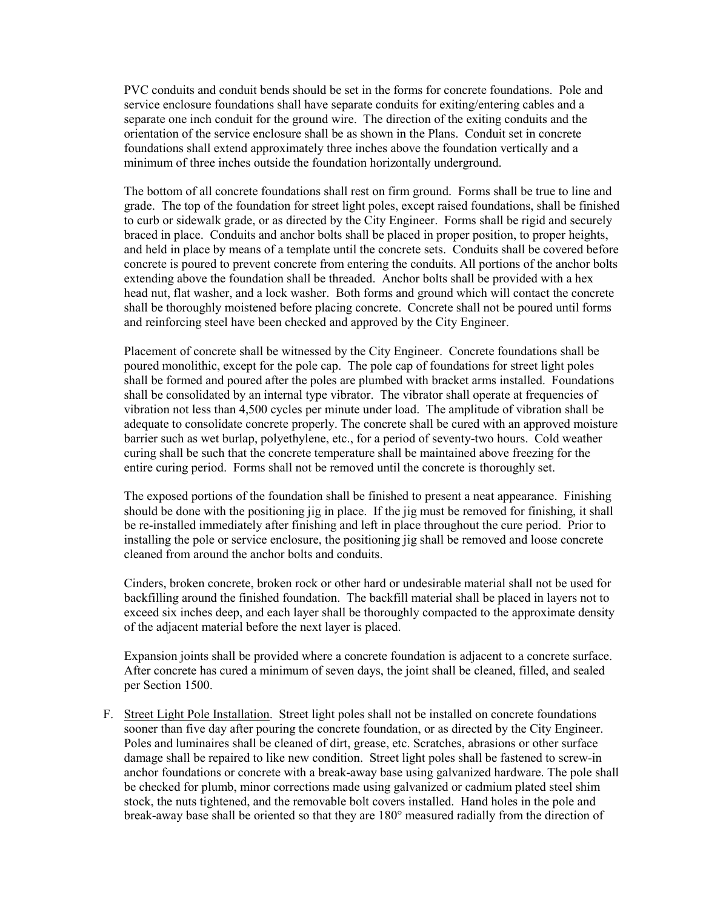PVC conduits and conduit bends should be set in the forms for concrete foundations. Pole and service enclosure foundations shall have separate conduits for exiting/entering cables and a separate one inch conduit for the ground wire. The direction of the exiting conduits and the orientation of the service enclosure shall be as shown in the Plans. Conduit set in concrete foundations shall extend approximately three inches above the foundation vertically and a minimum of three inches outside the foundation horizontally underground.

The bottom of all concrete foundations shall rest on firm ground. Forms shall be true to line and grade. The top of the foundation for street light poles, except raised foundations, shall be finished to curb or sidewalk grade, or as directed by the City Engineer. Forms shall be rigid and securely braced in place. Conduits and anchor bolts shall be placed in proper position, to proper heights, and held in place by means of a template until the concrete sets. Conduits shall be covered before concrete is poured to prevent concrete from entering the conduits. All portions of the anchor bolts extending above the foundation shall be threaded. Anchor bolts shall be provided with a hex head nut, flat washer, and a lock washer. Both forms and ground which will contact the concrete shall be thoroughly moistened before placing concrete. Concrete shall not be poured until forms and reinforcing steel have been checked and approved by the City Engineer.

Placement of concrete shall be witnessed by the City Engineer. Concrete foundations shall be poured monolithic, except for the pole cap. The pole cap of foundations for street light poles shall be formed and poured after the poles are plumbed with bracket arms installed. Foundations shall be consolidated by an internal type vibrator. The vibrator shall operate at frequencies of vibration not less than 4,500 cycles per minute under load. The amplitude of vibration shall be adequate to consolidate concrete properly. The concrete shall be cured with an approved moisture barrier such as wet burlap, polyethylene, etc., for a period of seventy-two hours. Cold weather curing shall be such that the concrete temperature shall be maintained above freezing for the entire curing period. Forms shall not be removed until the concrete is thoroughly set.

The exposed portions of the foundation shall be finished to present a neat appearance. Finishing should be done with the positioning jig in place. If the jig must be removed for finishing, it shall be re-installed immediately after finishing and left in place throughout the cure period. Prior to installing the pole or service enclosure, the positioning jig shall be removed and loose concrete cleaned from around the anchor bolts and conduits.

Cinders, broken concrete, broken rock or other hard or undesirable material shall not be used for backfilling around the finished foundation. The backfill material shall be placed in layers not to exceed six inches deep, and each layer shall be thoroughly compacted to the approximate density of the adjacent material before the next layer is placed.

Expansion joints shall be provided where a concrete foundation is adjacent to a concrete surface. After concrete has cured a minimum of seven days, the joint shall be cleaned, filled, and sealed per Section 1500.

F. Street Light Pole Installation. Street light poles shall not be installed on concrete foundations sooner than five day after pouring the concrete foundation, or as directed by the City Engineer. Poles and luminaires shall be cleaned of dirt, grease, etc. Scratches, abrasions or other surface damage shall be repaired to like new condition. Street light poles shall be fastened to screw-in anchor foundations or concrete with a break-away base using galvanized hardware. The pole shall be checked for plumb, minor corrections made using galvanized or cadmium plated steel shim stock, the nuts tightened, and the removable bolt covers installed. Hand holes in the pole and break-away base shall be oriented so that they are 180° measured radially from the direction of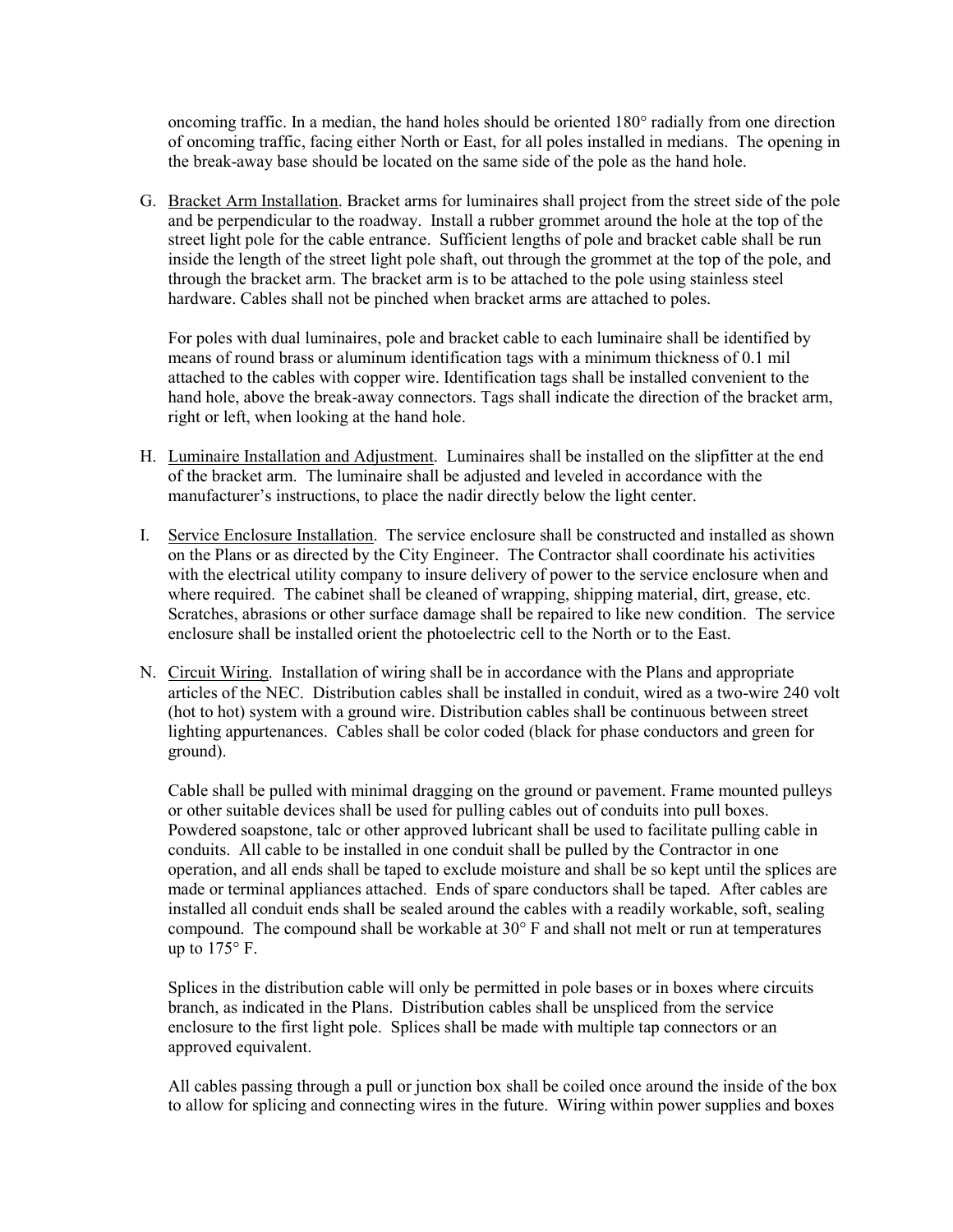oncoming traffic. In a median, the hand holes should be oriented 180° radially from one direction of oncoming traffic, facing either North or East, for all poles installed in medians. The opening in the break-away base should be located on the same side of the pole as the hand hole.

G. Bracket Arm Installation. Bracket arms for luminaires shall project from the street side of the pole and be perpendicular to the roadway. Install a rubber grommet around the hole at the top of the street light pole for the cable entrance. Sufficient lengths of pole and bracket cable shall be run inside the length of the street light pole shaft, out through the grommet at the top of the pole, and through the bracket arm. The bracket arm is to be attached to the pole using stainless steel hardware. Cables shall not be pinched when bracket arms are attached to poles.

   For poles with dual luminaires, pole and bracket cable to each luminaire shall be identified by means of round brass or aluminum identification tags with a minimum thickness of 0.1 mil attached to the cables with copper wire. Identification tags shall be installed convenient to the hand hole, above the break-away connectors. Tags shall indicate the direction of the bracket arm, right or left, when looking at the hand hole.

H. Luminaire Installation and Adjustment. Luminaires shall be installed on the slipfitter at the end of the bracket arm. The luminaire shall be adjusted and leveled in accordance with the manufacturer's instructions, to place the nadir directly below the light center.

I. Service Enclosure Installation. The service enclosure shall be constructed and installed as shown on the Plans or as directed by the City Engineer. The Contractor shall coordinate his activities with the electrical utility company to insure delivery of power to the service enclosure when and where required. The cabinet shall be cleaned of wrapping, shipping material, dirt, grease, etc. Scratches, abrasions or other surface damage shall be repaired to like new condition. The service enclosure shall be installed orient the photoelectric cell to the North or to the East.

N. Circuit Wiring. Installation of wiring shall be in accordance with the Plans and appropriate articles of the NEC. Distribution cables shall be installed in conduit, wired as a two-wire 240 volt (hot to hot) system with a ground wire. Distribution cables shall be continuous between street lighting appurtenances. Cables shall be color coded (black for phase conductors and green for ground).

   Cable shall be pulled with minimal dragging on the ground or pavement. Frame mounted pulleys or other suitable devices shall be used for pulling cables out of conduits into pull boxes. Powdered soapstone, talc or other approved lubricant shall be used to facilitate pulling cable in conduits. All cable to be installed in one conduit shall be pulled by the Contractor in one operation, and all ends shall be taped to exclude moisture and shall be so kept until the splices are made or terminal appliances attached. Ends of spare conductors shall be taped. After cables are installed all conduit ends shall be sealed around the cables with a readily workable, soft, sealing compound. The compound shall be workable at 30° F and shall not melt or run at temperatures up to 175° F.

   Splices in the distribution cable will only be permitted in pole bases or in boxes where circuits branch, as indicated in the Plans. Distribution cables shall be unspliced from the service enclosure to the first light pole. Splices shall be made with multiple tap connectors or an approved equivalent.

   All cables passing through a pull or junction box shall be coiled once around the inside of the box to allow for splicing and connecting wires in the future. Wiring within power supplies and boxes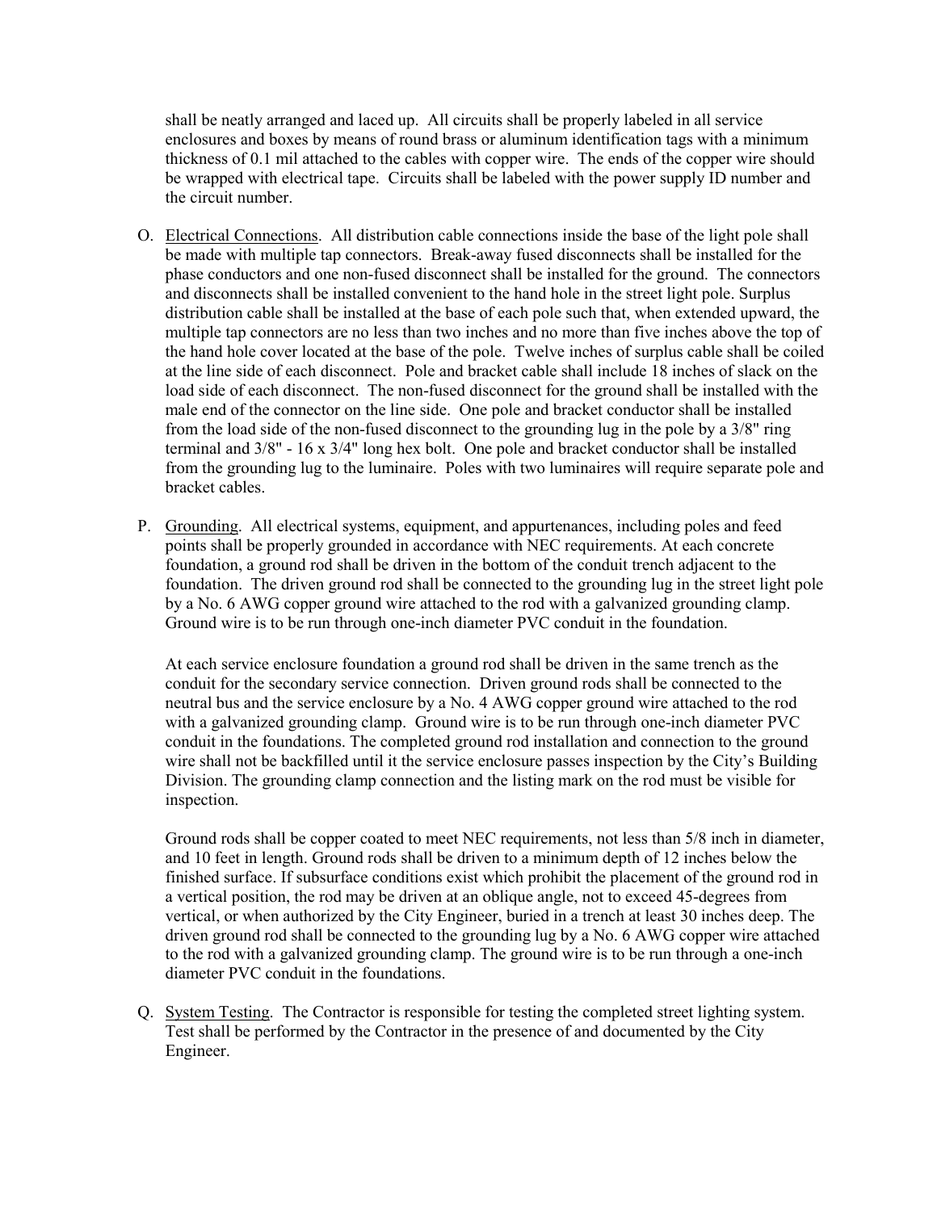shall be neatly arranged and laced up. All circuits shall be properly labeled in all service enclosures and boxes by means of round brass or aluminum identification tags with a minimum thickness of 0.1 mil attached to the cables with copper wire. The ends of the copper wire should be wrapped with electrical tape. Circuits shall be labeled with the power supply ID number and the circuit number.

O. Electrical Connections. All distribution cable connections inside the base of the light pole shall be made with multiple tap connectors. Break-away fused disconnects shall be installed for the phase conductors and one non-fused disconnect shall be installed for the ground. The connectors and disconnects shall be installed convenient to the hand hole in the street light pole. Surplus distribution cable shall be installed at the base of each pole such that, when extended upward, the multiple tap connectors are no less than two inches and no more than five inches above the top of the hand hole cover located at the base of the pole. Twelve inches of surplus cable shall be coiled at the line side of each disconnect. Pole and bracket cable shall include 18 inches of slack on the load side of each disconnect. The non-fused disconnect for the ground shall be installed with the male end of the connector on the line side. One pole and bracket conductor shall be installed from the load side of the non-fused disconnect to the grounding lug in the pole by a 3/8" ring terminal and 3/8" - 16 x 3/4" long hex bolt. One pole and bracket conductor shall be installed from the grounding lug to the luminaire. Poles with two luminaires will require separate pole and bracket cables.

P. Grounding. All electrical systems, equipment, and appurtenances, including poles and feed points shall be properly grounded in accordance with NEC requirements. At each concrete foundation, a ground rod shall be driven in the bottom of the conduit trench adjacent to the foundation. The driven ground rod shall be connected to the grounding lug in the street light pole by a No. 6 AWG copper ground wire attached to the rod with a galvanized grounding clamp. Ground wire is to be run through one-inch diameter PVC conduit in the foundation.

   At each service enclosure foundation a ground rod shall be driven in the same trench as the conduit for the secondary service connection. Driven ground rods shall be connected to the neutral bus and the service enclosure by a No. 4 AWG copper ground wire attached to the rod with a galvanized grounding clamp. Ground wire is to be run through one-inch diameter PVC conduit in the foundations. The completed ground rod installation and connection to the ground wire shall not be backfilled until it the service enclosure passes inspection by the City's Building Division. The grounding clamp connection and the listing mark on the rod must be visible for inspection.

   Ground rods shall be copper coated to meet NEC requirements, not less than 5/8 inch in diameter, and 10 feet in length. Ground rods shall be driven to a minimum depth of 12 inches below the finished surface. If subsurface conditions exist which prohibit the placement of the ground rod in a vertical position, the rod may be driven at an oblique angle, not to exceed 45-degrees from vertical, or when authorized by the City Engineer, buried in a trench at least 30 inches deep. The driven ground rod shall be connected to the grounding lug by a No. 6 AWG copper wire attached to the rod with a galvanized grounding clamp. The ground wire is to be run through a one-inch diameter PVC conduit in the foundations.

Q. System Testing. The Contractor is responsible for testing the completed street lighting system. Test shall be performed by the Contractor in the presence of and documented by the City Engineer.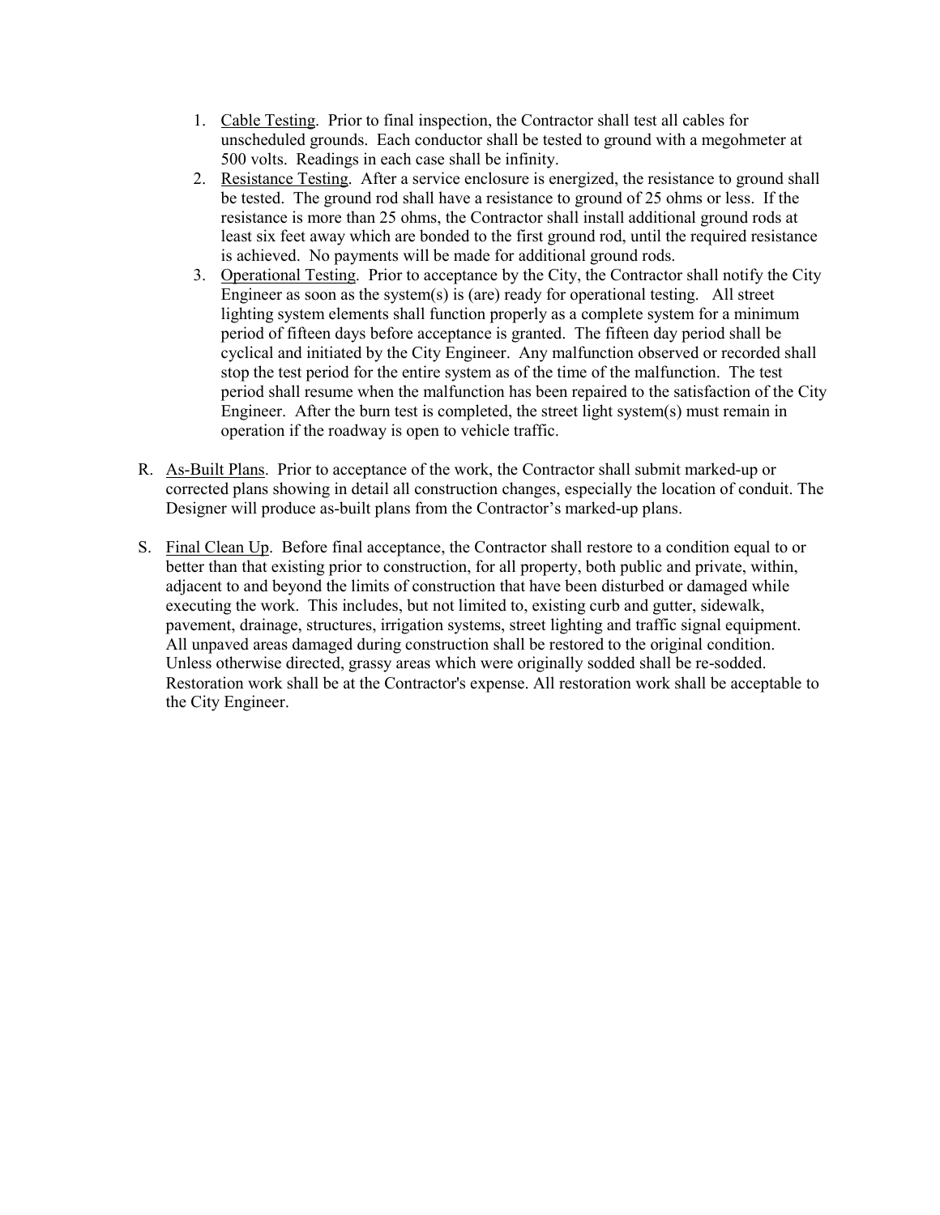1. Cable Testing. Prior to final inspection, the Contractor shall test all cables for unscheduled grounds. Each conductor shall be tested to ground with a megohmeter at 500 volts. Readings in each case shall be infinity.
2. Resistance Testing. After a service enclosure is energized, the resistance to ground shall be tested. The ground rod shall have a resistance to ground of 25 ohms or less. If the resistance is more than 25 ohms, the Contractor shall install additional ground rods at least six feet away which are bonded to the first ground rod, until the required resistance is achieved. No payments will be made for additional ground rods.
3. Operational Testing. Prior to acceptance by the City, the Contractor shall notify the City Engineer as soon as the system(s) is (are) ready for operational testing. All street lighting system elements shall function properly as a complete system for a minimum period of fifteen days before acceptance is granted. The fifteen day period shall be cyclical and initiated by the City Engineer. Any malfunction observed or recorded shall stop the test period for the entire system as of the time of the malfunction. The test period shall resume when the malfunction has been repaired to the satisfaction of the City Engineer. After the burn test is completed, the street light system(s) must remain in operation if the roadway is open to vehicle traffic.

R. As-Built Plans. Prior to acceptance of the work, the Contractor shall submit marked-up or corrected plans showing in detail all construction changes, especially the location of conduit. The Designer will produce as-built plans from the Contractor's marked-up plans.

S. Final Clean Up. Before final acceptance, the Contractor shall restore to a condition equal to or better than that existing prior to construction, for all property, both public and private, within, adjacent to and beyond the limits of construction that have been disturbed or damaged while executing the work. This includes, but not limited to, existing curb and gutter, sidewalk, pavement, drainage, structures, irrigation systems, street lighting and traffic signal equipment. All unpaved areas damaged during construction shall be restored to the original condition. Unless otherwise directed, grassy areas which were originally sodded shall be re-sodded. Restoration work shall be at the Contractor's expense. All restoration work shall be acceptable to the City Engineer.